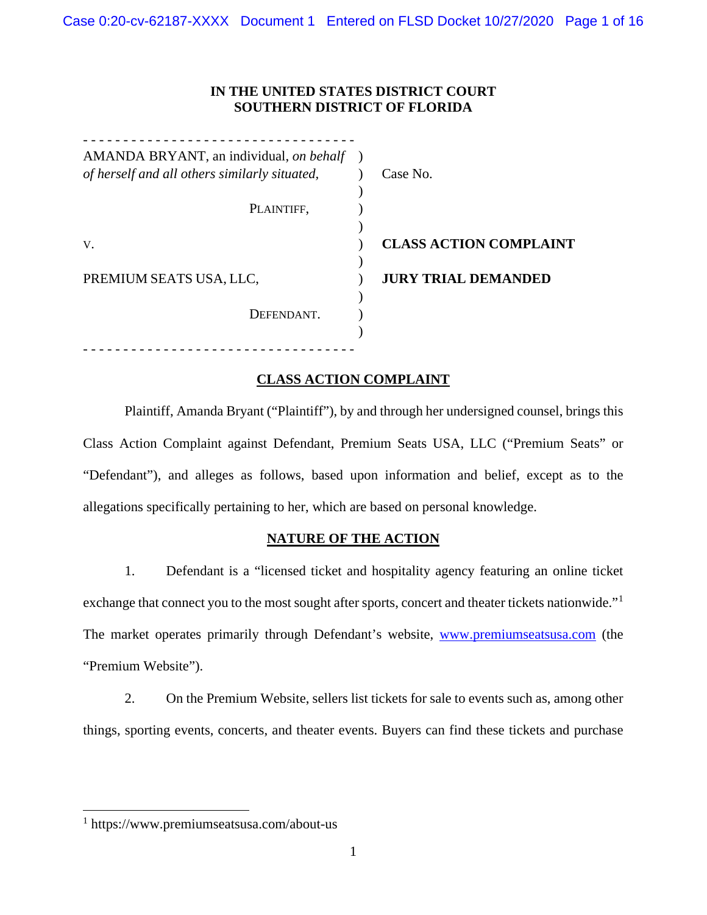**IN THE UNITED STATES DISTRICT COURT**
**SOUTHERN DISTRICT OF FLORIDA**

| | | |
|---|---|---|
| AMANDA BRYANT, an individual, *on behalf of herself and all others similarly situated,* | ) | Case No. |
| PLAINTIFF, | ) | |
| v. | ) | **CLASS ACTION COMPLAINT** |
| PREMIUM SEATS USA, LLC, | ) | **JURY TRIAL DEMANDED** |
| DEFENDANT. | ) | |

## CLASS ACTION COMPLAINT

Plaintiff, Amanda Bryant ("Plaintiff"), by and through her undersigned counsel, brings this Class Action Complaint against Defendant, Premium Seats USA, LLC ("Premium Seats" or "Defendant"), and alleges as follows, based upon information and belief, except as to the allegations specifically pertaining to her, which are based on personal knowledge.

## NATURE OF THE ACTION

1. Defendant is a "licensed ticket and hospitality agency featuring an online ticket exchange that connect you to the most sought after sports, concert and theater tickets nationwide."[1] The market operates primarily through Defendant's website, www.premiumseatsusa.com (the "Premium Website").

2. On the Premium Website, sellers list tickets for sale to events such as, among other things, sporting events, concerts, and theater events. Buyers can find these tickets and purchase

[1] https://www.premiumseatsusa.com/about-us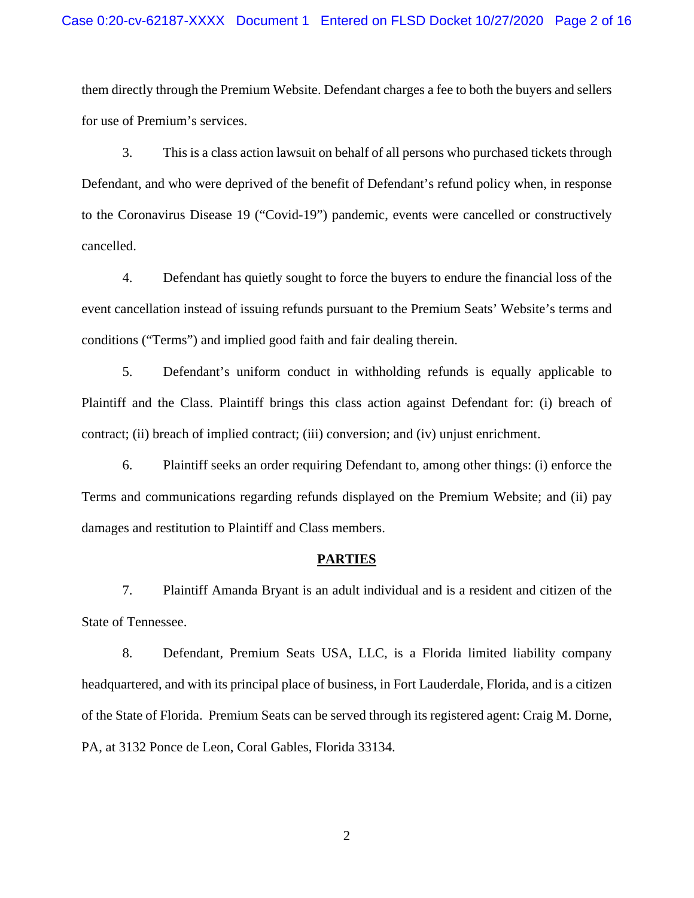them directly through the Premium Website. Defendant charges a fee to both the buyers and sellers for use of Premium's services.

3. This is a class action lawsuit on behalf of all persons who purchased tickets through Defendant, and who were deprived of the benefit of Defendant's refund policy when, in response to the Coronavirus Disease 19 ("Covid-19") pandemic, events were cancelled or constructively cancelled.

4. Defendant has quietly sought to force the buyers to endure the financial loss of the event cancellation instead of issuing refunds pursuant to the Premium Seats' Website's terms and conditions ("Terms") and implied good faith and fair dealing therein.

5. Defendant's uniform conduct in withholding refunds is equally applicable to Plaintiff and the Class. Plaintiff brings this class action against Defendant for: (i) breach of contract; (ii) breach of implied contract; (iii) conversion; and (iv) unjust enrichment.

6. Plaintiff seeks an order requiring Defendant to, among other things: (i) enforce the Terms and communications regarding refunds displayed on the Premium Website; and (ii) pay damages and restitution to Plaintiff and Class members.

## PARTIES

7. Plaintiff Amanda Bryant is an adult individual and is a resident and citizen of the State of Tennessee.

8. Defendant, Premium Seats USA, LLC, is a Florida limited liability company headquartered, and with its principal place of business, in Fort Lauderdale, Florida, and is a citizen of the State of Florida. Premium Seats can be served through its registered agent: Craig M. Dorne, PA, at 3132 Ponce de Leon, Coral Gables, Florida 33134.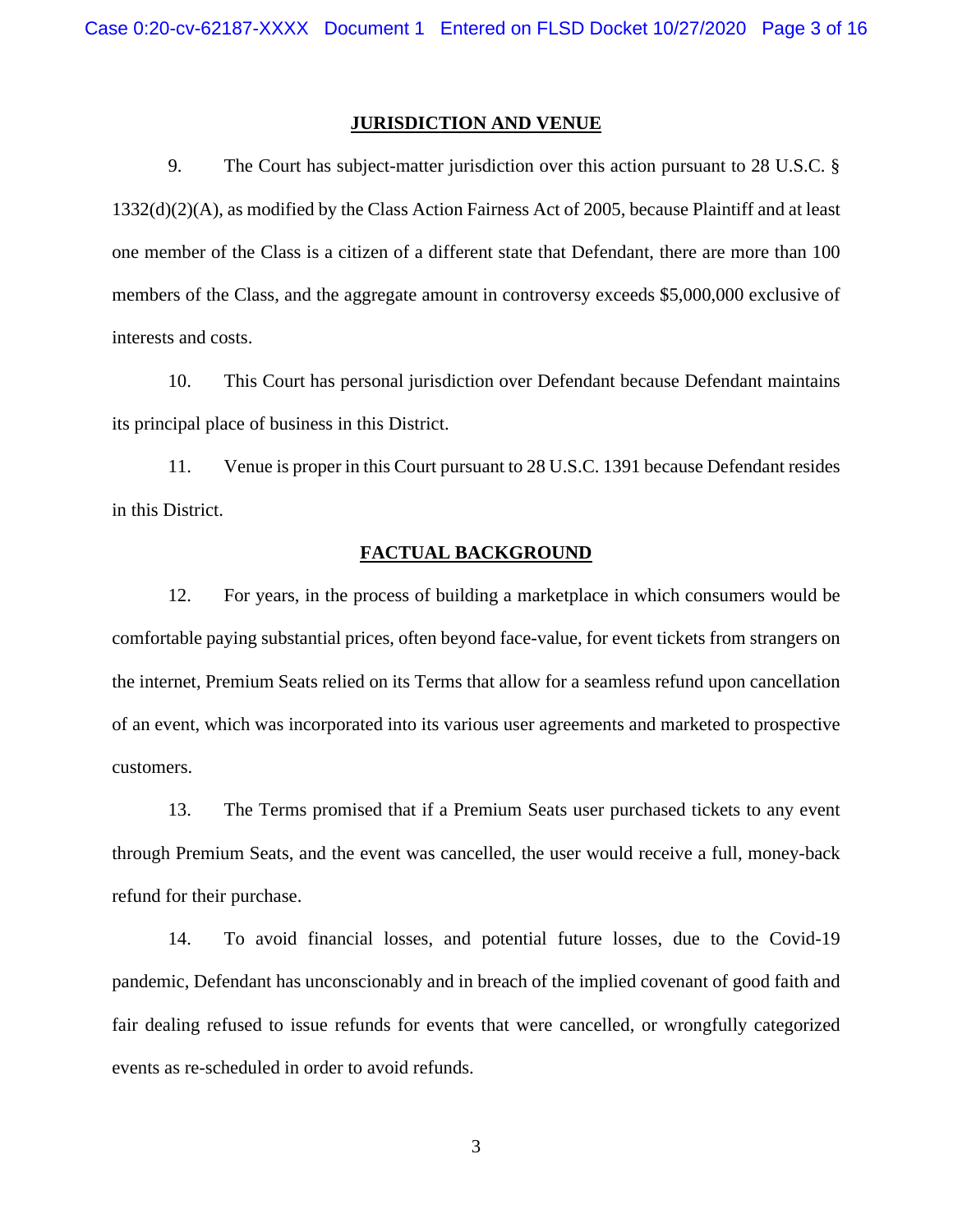## JURISDICTION AND VENUE

9. The Court has subject-matter jurisdiction over this action pursuant to 28 U.S.C. § 1332(d)(2)(A), as modified by the Class Action Fairness Act of 2005, because Plaintiff and at least one member of the Class is a citizen of a different state that Defendant, there are more than 100 members of the Class, and the aggregate amount in controversy exceeds $5,000,000 exclusive of interests and costs.

10. This Court has personal jurisdiction over Defendant because Defendant maintains its principal place of business in this District.

11. Venue is proper in this Court pursuant to 28 U.S.C. 1391 because Defendant resides in this District.

## FACTUAL BACKGROUND

12. For years, in the process of building a marketplace in which consumers would be comfortable paying substantial prices, often beyond face-value, for event tickets from strangers on the internet, Premium Seats relied on its Terms that allow for a seamless refund upon cancellation of an event, which was incorporated into its various user agreements and marketed to prospective customers.

13. The Terms promised that if a Premium Seats user purchased tickets to any event through Premium Seats, and the event was cancelled, the user would receive a full, money-back refund for their purchase.

14. To avoid financial losses, and potential future losses, due to the Covid-19 pandemic, Defendant has unconscionably and in breach of the implied covenant of good faith and fair dealing refused to issue refunds for events that were cancelled, or wrongfully categorized events as re-scheduled in order to avoid refunds.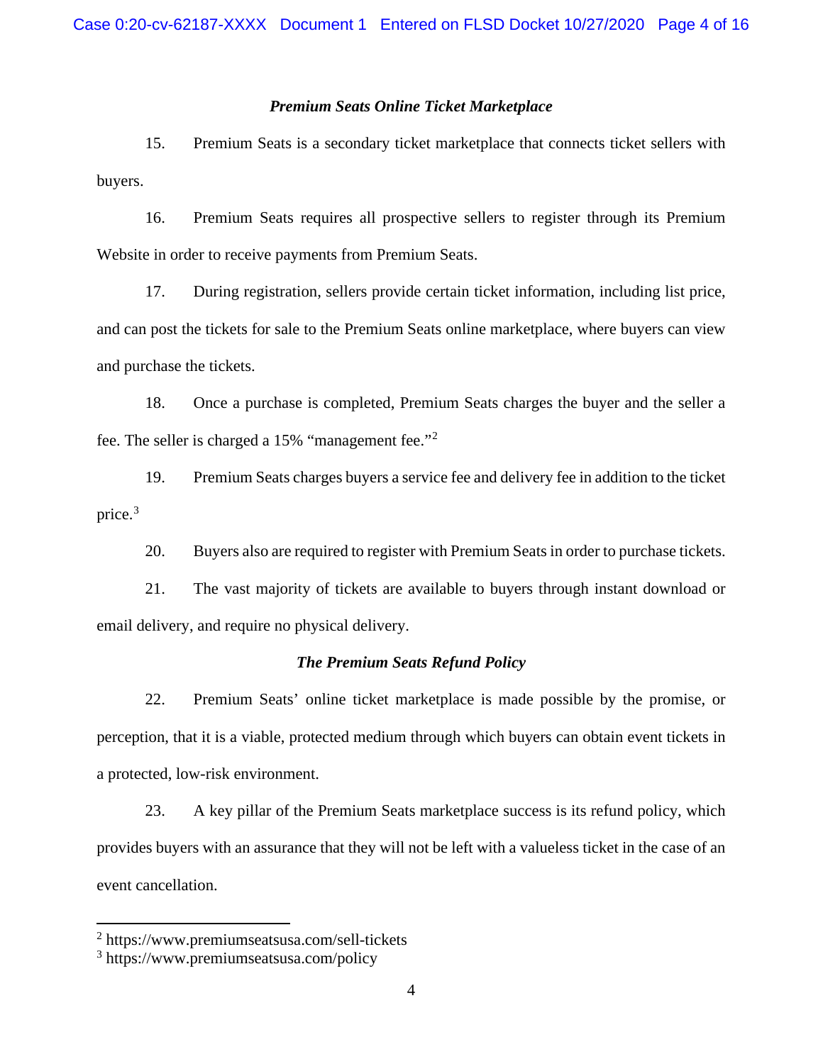### *Premium Seats Online Ticket Marketplace*

15. Premium Seats is a secondary ticket marketplace that connects ticket sellers with buyers.

16. Premium Seats requires all prospective sellers to register through its Premium Website in order to receive payments from Premium Seats.

17. During registration, sellers provide certain ticket information, including list price, and can post the tickets for sale to the Premium Seats online marketplace, where buyers can view and purchase the tickets.

18. Once a purchase is completed, Premium Seats charges the buyer and the seller a fee. The seller is charged a 15% "management fee."[2]

19. Premium Seats charges buyers a service fee and delivery fee in addition to the ticket price.[3]

20. Buyers also are required to register with Premium Seats in order to purchase tickets.

21. The vast majority of tickets are available to buyers through instant download or email delivery, and require no physical delivery.

### *The Premium Seats Refund Policy*

22. Premium Seats' online ticket marketplace is made possible by the promise, or perception, that it is a viable, protected medium through which buyers can obtain event tickets in a protected, low-risk environment.

23. A key pillar of the Premium Seats marketplace success is its refund policy, which provides buyers with an assurance that they will not be left with a valueless ticket in the case of an event cancellation.

---

[2] https://www.premiumseatsusa.com/sell-tickets

[3] https://www.premiumseatsusa.com/policy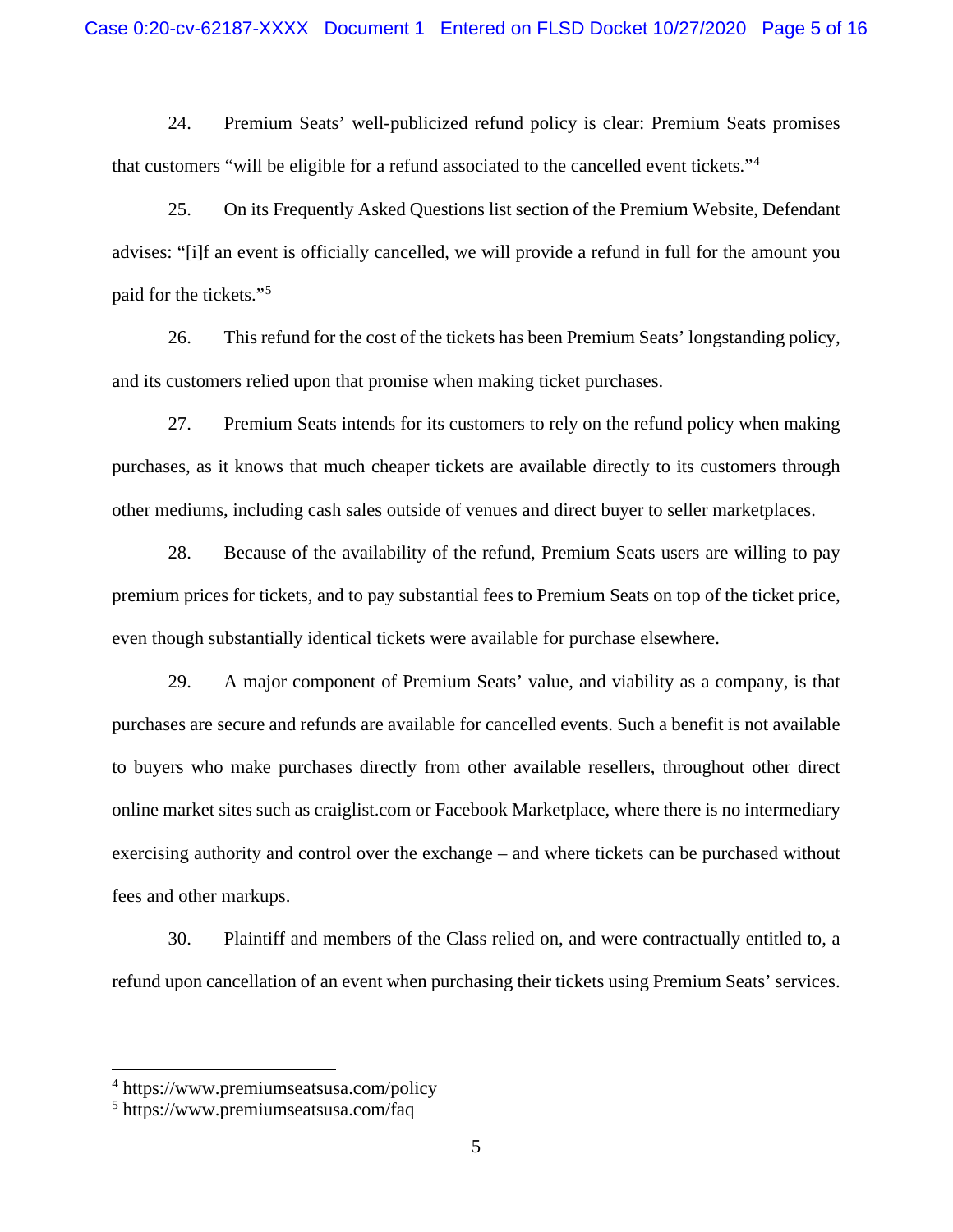24. Premium Seats' well-publicized refund policy is clear: Premium Seats promises that customers "will be eligible for a refund associated to the cancelled event tickets."[4]

25. On its Frequently Asked Questions list section of the Premium Website, Defendant advises: "[i]f an event is officially cancelled, we will provide a refund in full for the amount you paid for the tickets."[5]

26. This refund for the cost of the tickets has been Premium Seats' longstanding policy, and its customers relied upon that promise when making ticket purchases.

27. Premium Seats intends for its customers to rely on the refund policy when making purchases, as it knows that much cheaper tickets are available directly to its customers through other mediums, including cash sales outside of venues and direct buyer to seller marketplaces.

28. Because of the availability of the refund, Premium Seats users are willing to pay premium prices for tickets, and to pay substantial fees to Premium Seats on top of the ticket price, even though substantially identical tickets were available for purchase elsewhere.

29. A major component of Premium Seats' value, and viability as a company, is that purchases are secure and refunds are available for cancelled events. Such a benefit is not available to buyers who make purchases directly from other available resellers, throughout other direct online market sites such as craiglist.com or Facebook Marketplace, where there is no intermediary exercising authority and control over the exchange – and where tickets can be purchased without fees and other markups.

30. Plaintiff and members of the Class relied on, and were contractually entitled to, a refund upon cancellation of an event when purchasing their tickets using Premium Seats' services.

---

[4] https://www.premiumseatsusa.com/policy

[5] https://www.premiumseatsusa.com/faq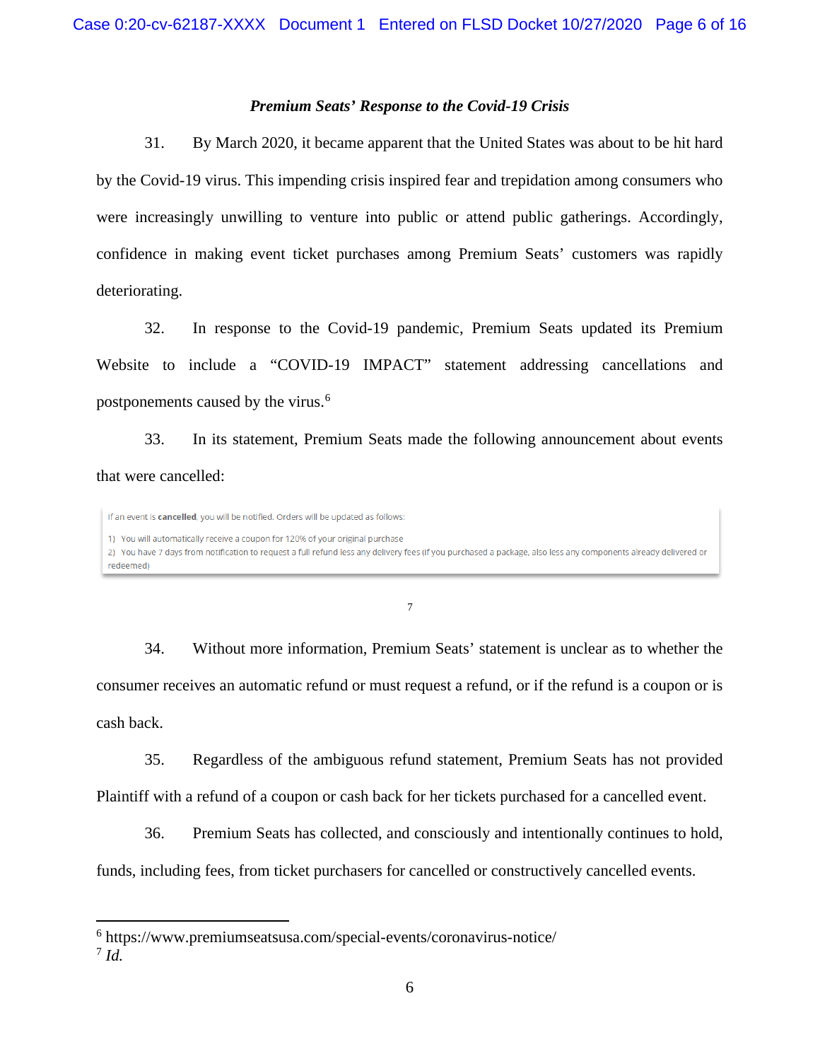### *Premium Seats' Response to the Covid-19 Crisis*

31. By March 2020, it became apparent that the United States was about to be hit hard by the Covid-19 virus. This impending crisis inspired fear and trepidation among consumers who were increasingly unwilling to venture into public or attend public gatherings. Accordingly, confidence in making event ticket purchases among Premium Seats' customers was rapidly deteriorating.

32. In response to the Covid-19 pandemic, Premium Seats updated its Premium Website to include a "COVID-19 IMPACT" statement addressing cancellations and postponements caused by the virus.[6]

33. In its statement, Premium Seats made the following announcement about events that were cancelled:

> If an event is **cancelled**, you will be notified. Orders will be updated as follows:
>
> 1) You will automatically receive a coupon for 120% of your original purchase
> 2) You have 7 days from notification to request a full refund less any delivery fees (if you purchased a package, also less any components already delivered or redeemed)

[7]

34. Without more information, Premium Seats' statement is unclear as to whether the consumer receives an automatic refund or must request a refund, or if the refund is a coupon or is cash back.

35. Regardless of the ambiguous refund statement, Premium Seats has not provided Plaintiff with a refund of a coupon or cash back for her tickets purchased for a cancelled event.

36. Premium Seats has collected, and consciously and intentionally continues to hold, funds, including fees, from ticket purchasers for cancelled or constructively cancelled events.

---

[6] https://www.premiumseatsusa.com/special-events/coronavirus-notice/

[7] *Id.*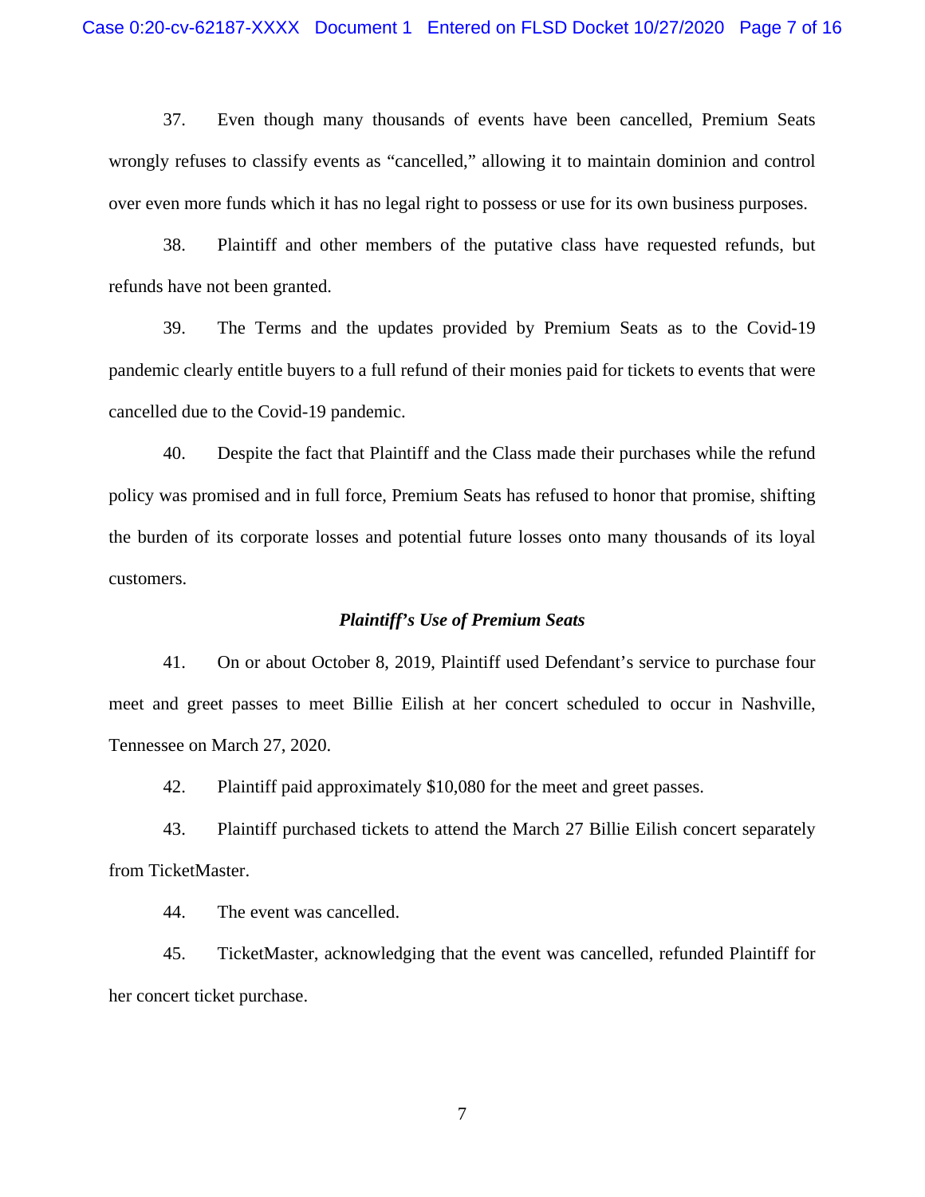37. Even though many thousands of events have been cancelled, Premium Seats wrongly refuses to classify events as "cancelled," allowing it to maintain dominion and control over even more funds which it has no legal right to possess or use for its own business purposes.

38. Plaintiff and other members of the putative class have requested refunds, but refunds have not been granted.

39. The Terms and the updates provided by Premium Seats as to the Covid-19 pandemic clearly entitle buyers to a full refund of their monies paid for tickets to events that were cancelled due to the Covid-19 pandemic.

40. Despite the fact that Plaintiff and the Class made their purchases while the refund policy was promised and in full force, Premium Seats has refused to honor that promise, shifting the burden of its corporate losses and potential future losses onto many thousands of its loyal customers.

***Plaintiff's Use of Premium Seats***

41. On or about October 8, 2019, Plaintiff used Defendant's service to purchase four meet and greet passes to meet Billie Eilish at her concert scheduled to occur in Nashville, Tennessee on March 27, 2020.

42. Plaintiff paid approximately $10,080 for the meet and greet passes.

43. Plaintiff purchased tickets to attend the March 27 Billie Eilish concert separately from TicketMaster.

44. The event was cancelled.

45. TicketMaster, acknowledging that the event was cancelled, refunded Plaintiff for her concert ticket purchase.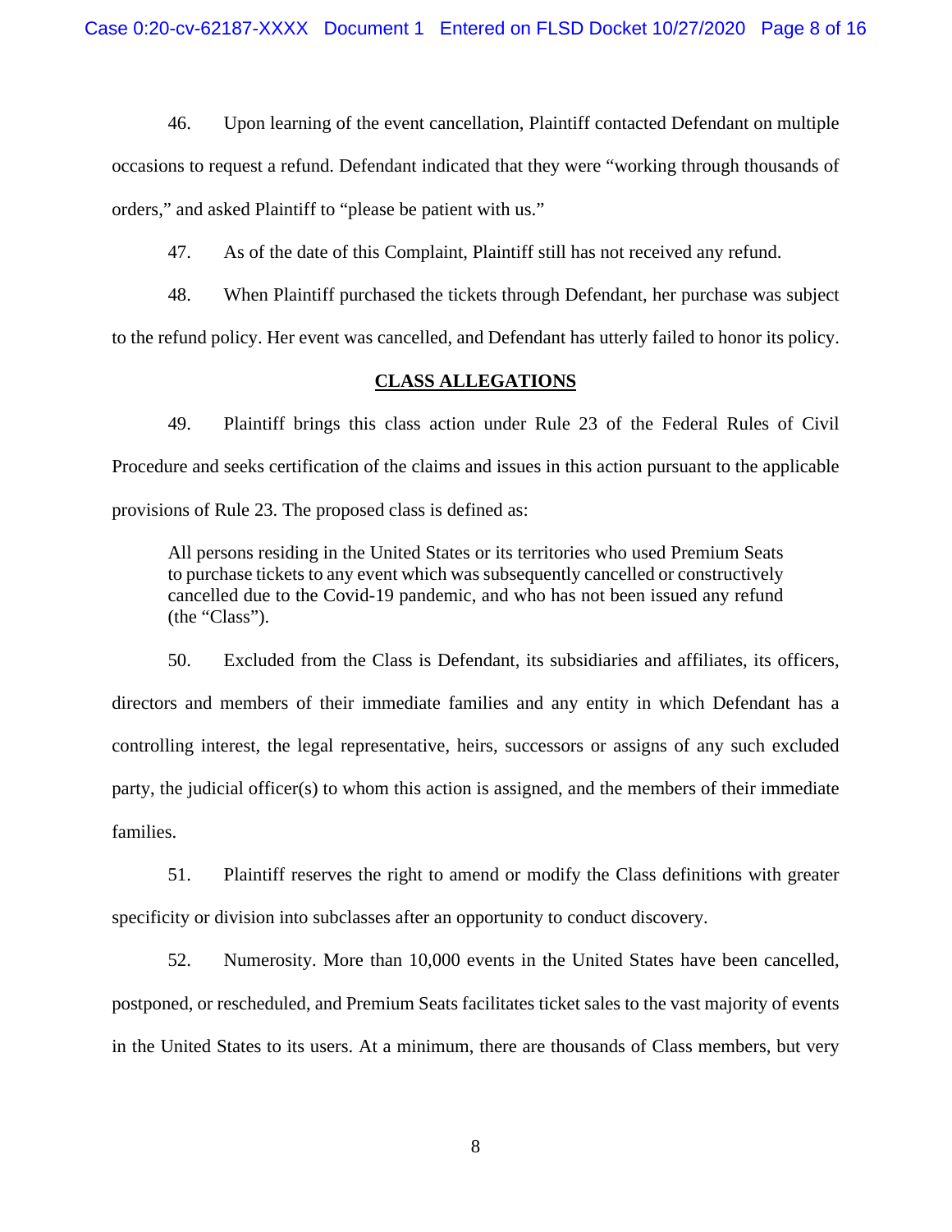46. Upon learning of the event cancellation, Plaintiff contacted Defendant on multiple occasions to request a refund. Defendant indicated that they were "working through thousands of orders," and asked Plaintiff to "please be patient with us."

47. As of the date of this Complaint, Plaintiff still has not received any refund.

48. When Plaintiff purchased the tickets through Defendant, her purchase was subject to the refund policy. Her event was cancelled, and Defendant has utterly failed to honor its policy.

## CLASS ALLEGATIONS

49. Plaintiff brings this class action under Rule 23 of the Federal Rules of Civil Procedure and seeks certification of the claims and issues in this action pursuant to the applicable provisions of Rule 23. The proposed class is defined as:

> All persons residing in the United States or its territories who used Premium Seats to purchase tickets to any event which was subsequently cancelled or constructively cancelled due to the Covid-19 pandemic, and who has not been issued any refund (the "Class").

50. Excluded from the Class is Defendant, its subsidiaries and affiliates, its officers, directors and members of their immediate families and any entity in which Defendant has a controlling interest, the legal representative, heirs, successors or assigns of any such excluded party, the judicial officer(s) to whom this action is assigned, and the members of their immediate families.

51. Plaintiff reserves the right to amend or modify the Class definitions with greater specificity or division into subclasses after an opportunity to conduct discovery.

52. Numerosity. More than 10,000 events in the United States have been cancelled, postponed, or rescheduled, and Premium Seats facilitates ticket sales to the vast majority of events in the United States to its users. At a minimum, there are thousands of Class members, but very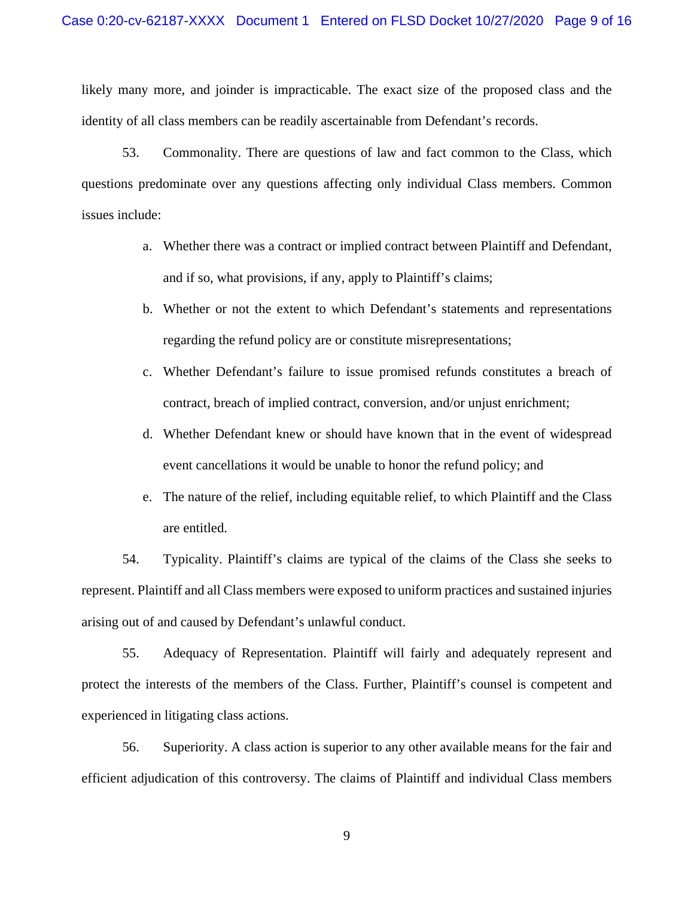likely many more, and joinder is impracticable. The exact size of the proposed class and the identity of all class members can be readily ascertainable from Defendant's records.

53. Commonality. There are questions of law and fact common to the Class, which questions predominate over any questions affecting only individual Class members. Common issues include:

a. Whether there was a contract or implied contract between Plaintiff and Defendant, and if so, what provisions, if any, apply to Plaintiff's claims;

b. Whether or not the extent to which Defendant's statements and representations regarding the refund policy are or constitute misrepresentations;

c. Whether Defendant's failure to issue promised refunds constitutes a breach of contract, breach of implied contract, conversion, and/or unjust enrichment;

d. Whether Defendant knew or should have known that in the event of widespread event cancellations it would be unable to honor the refund policy; and

e. The nature of the relief, including equitable relief, to which Plaintiff and the Class are entitled.

54. Typicality. Plaintiff's claims are typical of the claims of the Class she seeks to represent. Plaintiff and all Class members were exposed to uniform practices and sustained injuries arising out of and caused by Defendant's unlawful conduct.

55. Adequacy of Representation. Plaintiff will fairly and adequately represent and protect the interests of the members of the Class. Further, Plaintiff's counsel is competent and experienced in litigating class actions.

56. Superiority. A class action is superior to any other available means for the fair and efficient adjudication of this controversy. The claims of Plaintiff and individual Class members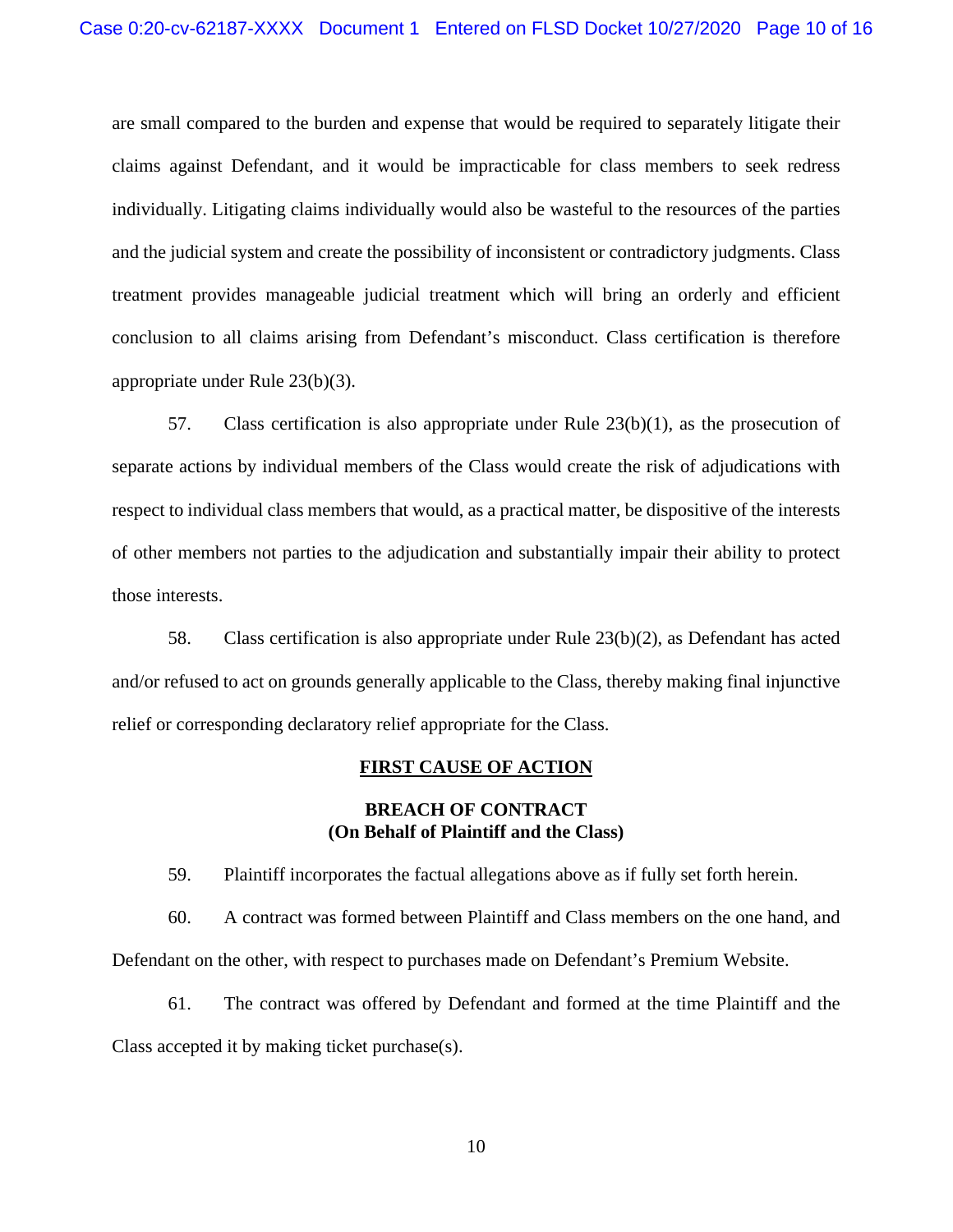are small compared to the burden and expense that would be required to separately litigate their claims against Defendant, and it would be impracticable for class members to seek redress individually. Litigating claims individually would also be wasteful to the resources of the parties and the judicial system and create the possibility of inconsistent or contradictory judgments. Class treatment provides manageable judicial treatment which will bring an orderly and efficient conclusion to all claims arising from Defendant's misconduct. Class certification is therefore appropriate under Rule 23(b)(3).

57. Class certification is also appropriate under Rule 23(b)(1), as the prosecution of separate actions by individual members of the Class would create the risk of adjudications with respect to individual class members that would, as a practical matter, be dispositive of the interests of other members not parties to the adjudication and substantially impair their ability to protect those interests.

58. Class certification is also appropriate under Rule 23(b)(2), as Defendant has acted and/or refused to act on grounds generally applicable to the Class, thereby making final injunctive relief or corresponding declaratory relief appropriate for the Class.

## FIRST CAUSE OF ACTION

### BREACH OF CONTRACT
### (On Behalf of Plaintiff and the Class)

59. Plaintiff incorporates the factual allegations above as if fully set forth herein.

60. A contract was formed between Plaintiff and Class members on the one hand, and Defendant on the other, with respect to purchases made on Defendant's Premium Website.

61. The contract was offered by Defendant and formed at the time Plaintiff and the Class accepted it by making ticket purchase(s).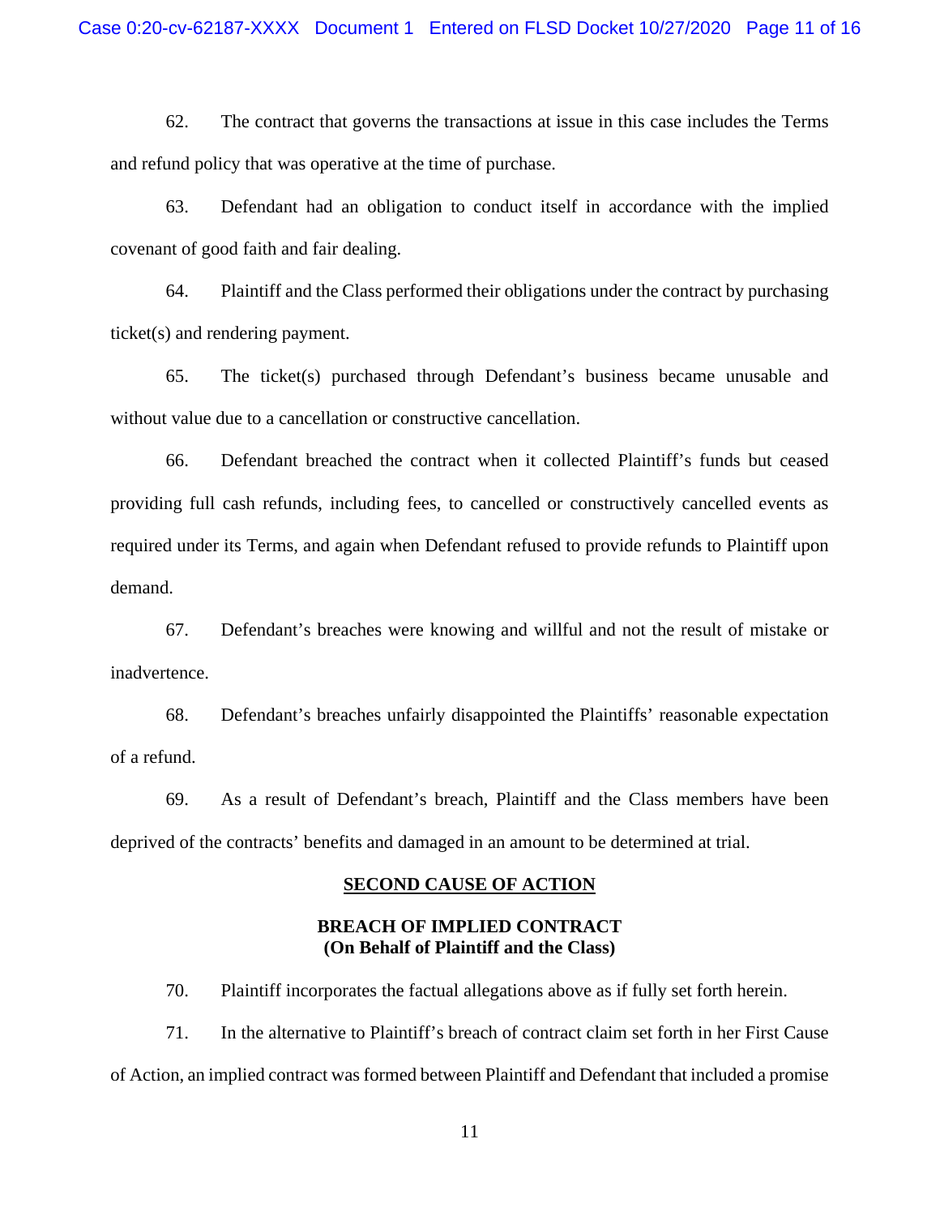62. The contract that governs the transactions at issue in this case includes the Terms and refund policy that was operative at the time of purchase.

63. Defendant had an obligation to conduct itself in accordance with the implied covenant of good faith and fair dealing.

64. Plaintiff and the Class performed their obligations under the contract by purchasing ticket(s) and rendering payment.

65. The ticket(s) purchased through Defendant's business became unusable and without value due to a cancellation or constructive cancellation.

66. Defendant breached the contract when it collected Plaintiff's funds but ceased providing full cash refunds, including fees, to cancelled or constructively cancelled events as required under its Terms, and again when Defendant refused to provide refunds to Plaintiff upon demand.

67. Defendant's breaches were knowing and willful and not the result of mistake or inadvertence.

68. Defendant's breaches unfairly disappointed the Plaintiffs' reasonable expectation of a refund.

69. As a result of Defendant's breach, Plaintiff and the Class members have been deprived of the contracts' benefits and damaged in an amount to be determined at trial.

## SECOND CAUSE OF ACTION

### BREACH OF IMPLIED CONTRACT
### (On Behalf of Plaintiff and the Class)

70. Plaintiff incorporates the factual allegations above as if fully set forth herein.

71. In the alternative to Plaintiff's breach of contract claim set forth in her First Cause of Action, an implied contract was formed between Plaintiff and Defendant that included a promise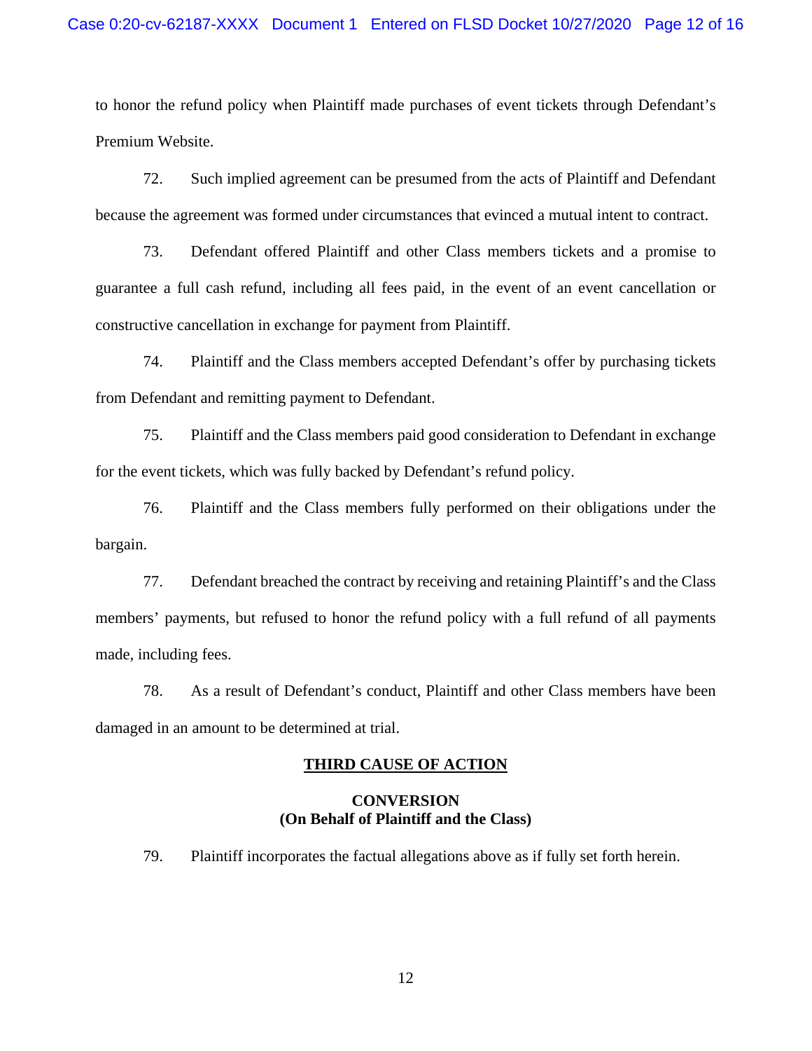to honor the refund policy when Plaintiff made purchases of event tickets through Defendant's Premium Website.

72. Such implied agreement can be presumed from the acts of Plaintiff and Defendant because the agreement was formed under circumstances that evinced a mutual intent to contract.

73. Defendant offered Plaintiff and other Class members tickets and a promise to guarantee a full cash refund, including all fees paid, in the event of an event cancellation or constructive cancellation in exchange for payment from Plaintiff.

74. Plaintiff and the Class members accepted Defendant's offer by purchasing tickets from Defendant and remitting payment to Defendant.

75. Plaintiff and the Class members paid good consideration to Defendant in exchange for the event tickets, which was fully backed by Defendant's refund policy.

76. Plaintiff and the Class members fully performed on their obligations under the bargain.

77. Defendant breached the contract by receiving and retaining Plaintiff's and the Class members' payments, but refused to honor the refund policy with a full refund of all payments made, including fees.

78. As a result of Defendant's conduct, Plaintiff and other Class members have been damaged in an amount to be determined at trial.

## THIRD CAUSE OF ACTION

### CONVERSION
### (On Behalf of Plaintiff and the Class)

79. Plaintiff incorporates the factual allegations above as if fully set forth herein.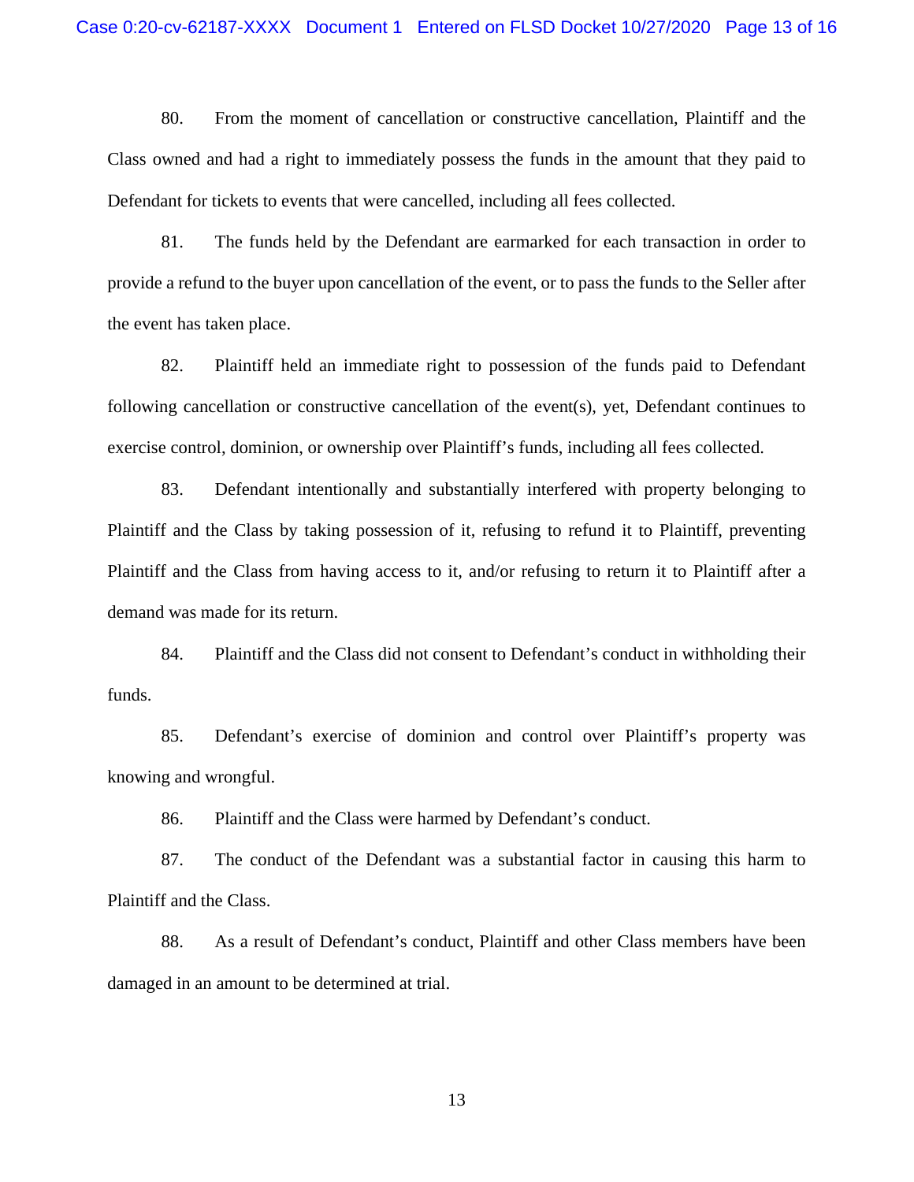80. From the moment of cancellation or constructive cancellation, Plaintiff and the Class owned and had a right to immediately possess the funds in the amount that they paid to Defendant for tickets to events that were cancelled, including all fees collected.

81. The funds held by the Defendant are earmarked for each transaction in order to provide a refund to the buyer upon cancellation of the event, or to pass the funds to the Seller after the event has taken place.

82. Plaintiff held an immediate right to possession of the funds paid to Defendant following cancellation or constructive cancellation of the event(s), yet, Defendant continues to exercise control, dominion, or ownership over Plaintiff's funds, including all fees collected.

83. Defendant intentionally and substantially interfered with property belonging to Plaintiff and the Class by taking possession of it, refusing to refund it to Plaintiff, preventing Plaintiff and the Class from having access to it, and/or refusing to return it to Plaintiff after a demand was made for its return.

84. Plaintiff and the Class did not consent to Defendant's conduct in withholding their funds.

85. Defendant's exercise of dominion and control over Plaintiff's property was knowing and wrongful.

86. Plaintiff and the Class were harmed by Defendant's conduct.

87. The conduct of the Defendant was a substantial factor in causing this harm to Plaintiff and the Class.

88. As a result of Defendant's conduct, Plaintiff and other Class members have been damaged in an amount to be determined at trial.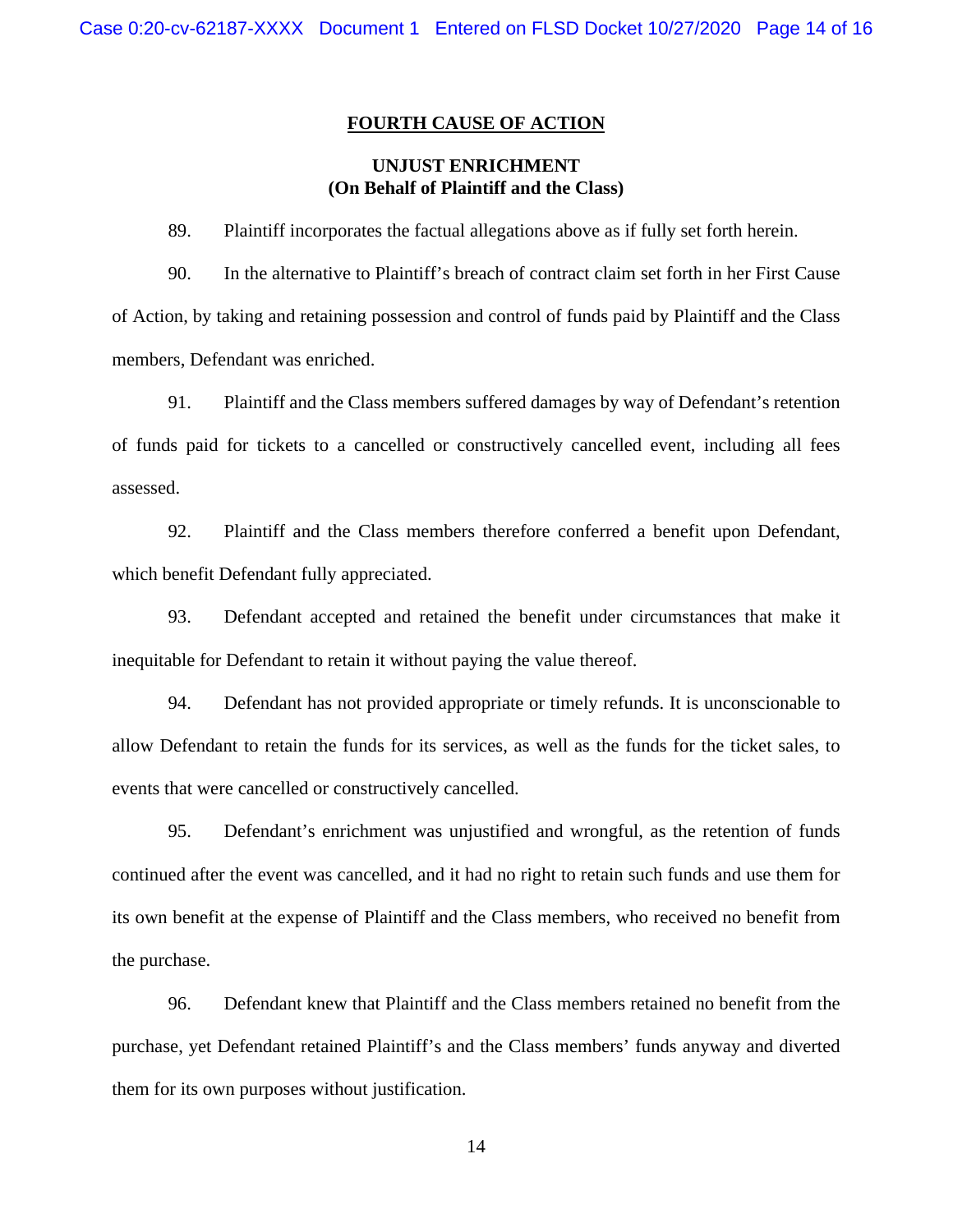## FOURTH CAUSE OF ACTION

### UNJUST ENRICHMENT
### (On Behalf of Plaintiff and the Class)

89. Plaintiff incorporates the factual allegations above as if fully set forth herein.

90. In the alternative to Plaintiff's breach of contract claim set forth in her First Cause of Action, by taking and retaining possession and control of funds paid by Plaintiff and the Class members, Defendant was enriched.

91. Plaintiff and the Class members suffered damages by way of Defendant's retention of funds paid for tickets to a cancelled or constructively cancelled event, including all fees assessed.

92. Plaintiff and the Class members therefore conferred a benefit upon Defendant, which benefit Defendant fully appreciated.

93. Defendant accepted and retained the benefit under circumstances that make it inequitable for Defendant to retain it without paying the value thereof.

94. Defendant has not provided appropriate or timely refunds. It is unconscionable to allow Defendant to retain the funds for its services, as well as the funds for the ticket sales, to events that were cancelled or constructively cancelled.

95. Defendant's enrichment was unjustified and wrongful, as the retention of funds continued after the event was cancelled, and it had no right to retain such funds and use them for its own benefit at the expense of Plaintiff and the Class members, who received no benefit from the purchase.

96. Defendant knew that Plaintiff and the Class members retained no benefit from the purchase, yet Defendant retained Plaintiff's and the Class members' funds anyway and diverted them for its own purposes without justification.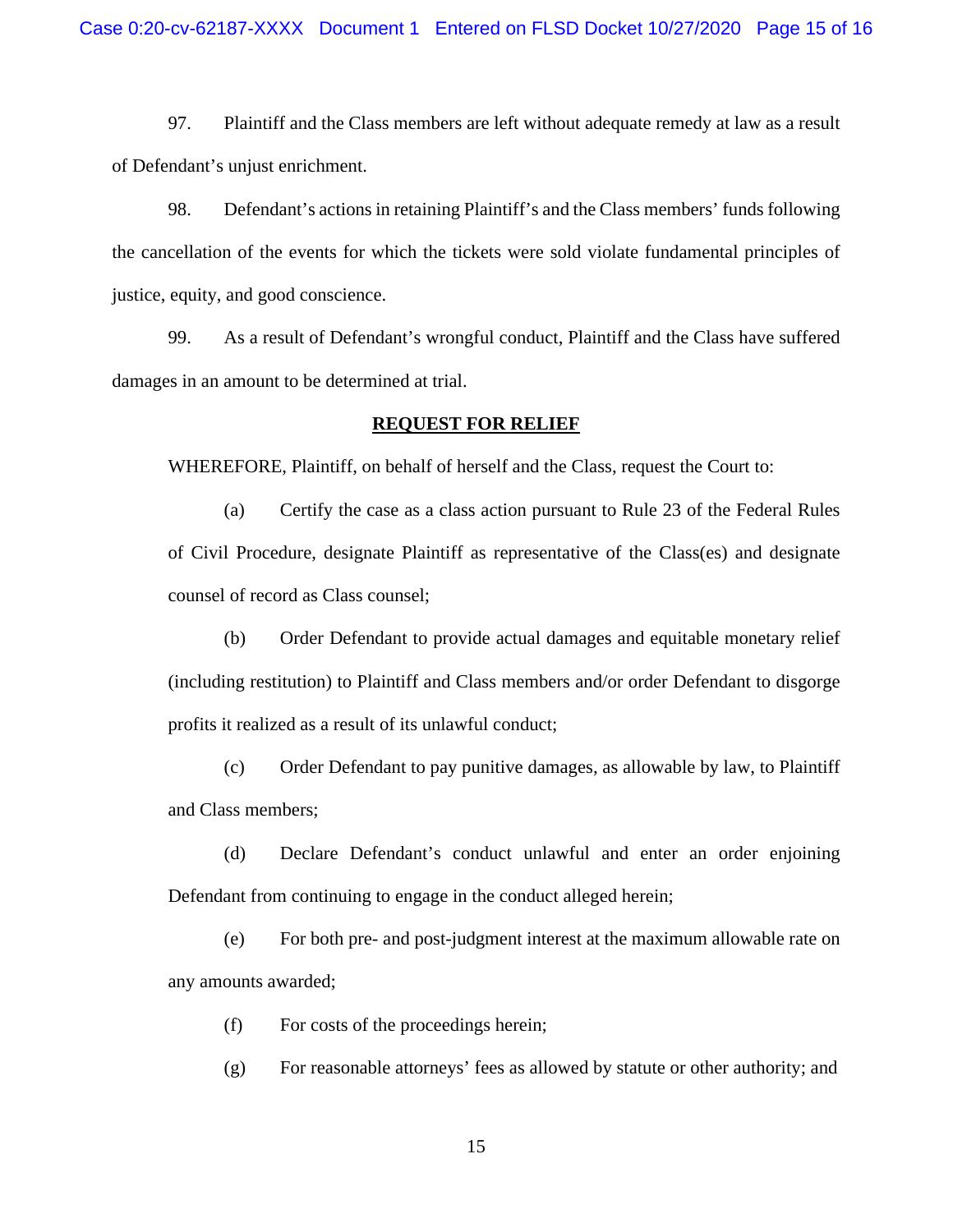97. Plaintiff and the Class members are left without adequate remedy at law as a result of Defendant's unjust enrichment.

98. Defendant's actions in retaining Plaintiff's and the Class members' funds following the cancellation of the events for which the tickets were sold violate fundamental principles of justice, equity, and good conscience.

99. As a result of Defendant's wrongful conduct, Plaintiff and the Class have suffered damages in an amount to be determined at trial.

**REQUEST FOR RELIEF**

WHEREFORE, Plaintiff, on behalf of herself and the Class, request the Court to:

(a) Certify the case as a class action pursuant to Rule 23 of the Federal Rules of Civil Procedure, designate Plaintiff as representative of the Class(es) and designate counsel of record as Class counsel;

(b) Order Defendant to provide actual damages and equitable monetary relief (including restitution) to Plaintiff and Class members and/or order Defendant to disgorge profits it realized as a result of its unlawful conduct;

(c) Order Defendant to pay punitive damages, as allowable by law, to Plaintiff and Class members;

(d) Declare Defendant's conduct unlawful and enter an order enjoining Defendant from continuing to engage in the conduct alleged herein;

(e) For both pre- and post-judgment interest at the maximum allowable rate on any amounts awarded;

(f) For costs of the proceedings herein;

(g) For reasonable attorneys' fees as allowed by statute or other authority; and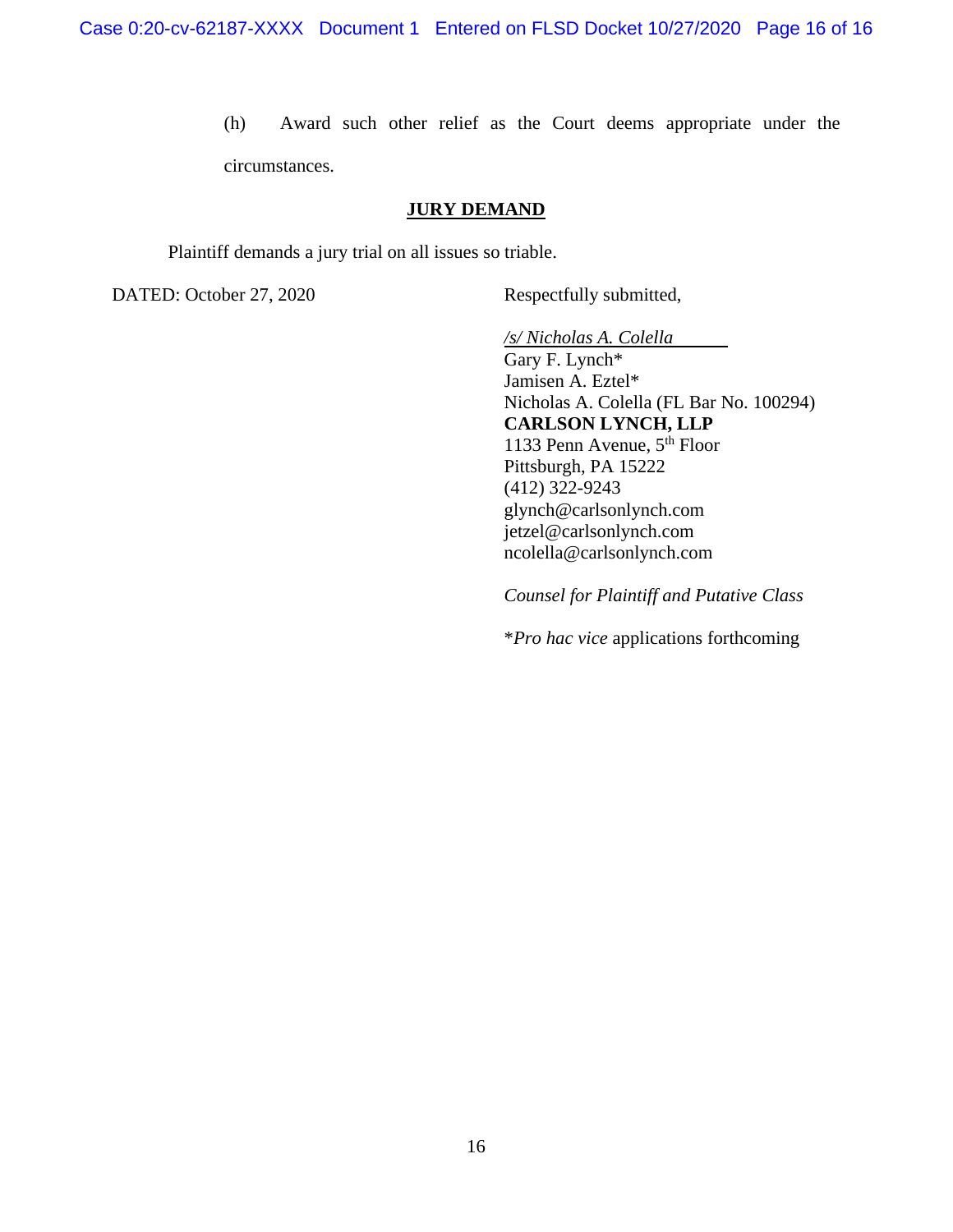(h) Award such other relief as the Court deems appropriate under the circumstances.

**JURY DEMAND**

Plaintiff demands a jury trial on all issues so triable.

DATED: October 27, 2020

Respectfully submitted,

*/s/ Nicholas A. Colella*
Gary F. Lynch*
Jamisen A. Eztel*
Nicholas A. Colella (FL Bar No. 100294)
**CARLSON LYNCH, LLP**
1133 Penn Avenue, 5th Floor
Pittsburgh, PA 15222
(412) 322-9243
glynch@carlsonlynch.com
jetzel@carlsonlynch.com
ncolella@carlsonlynch.com

*Counsel for Plaintiff and Putative Class*

**Pro hac vice* applications forthcoming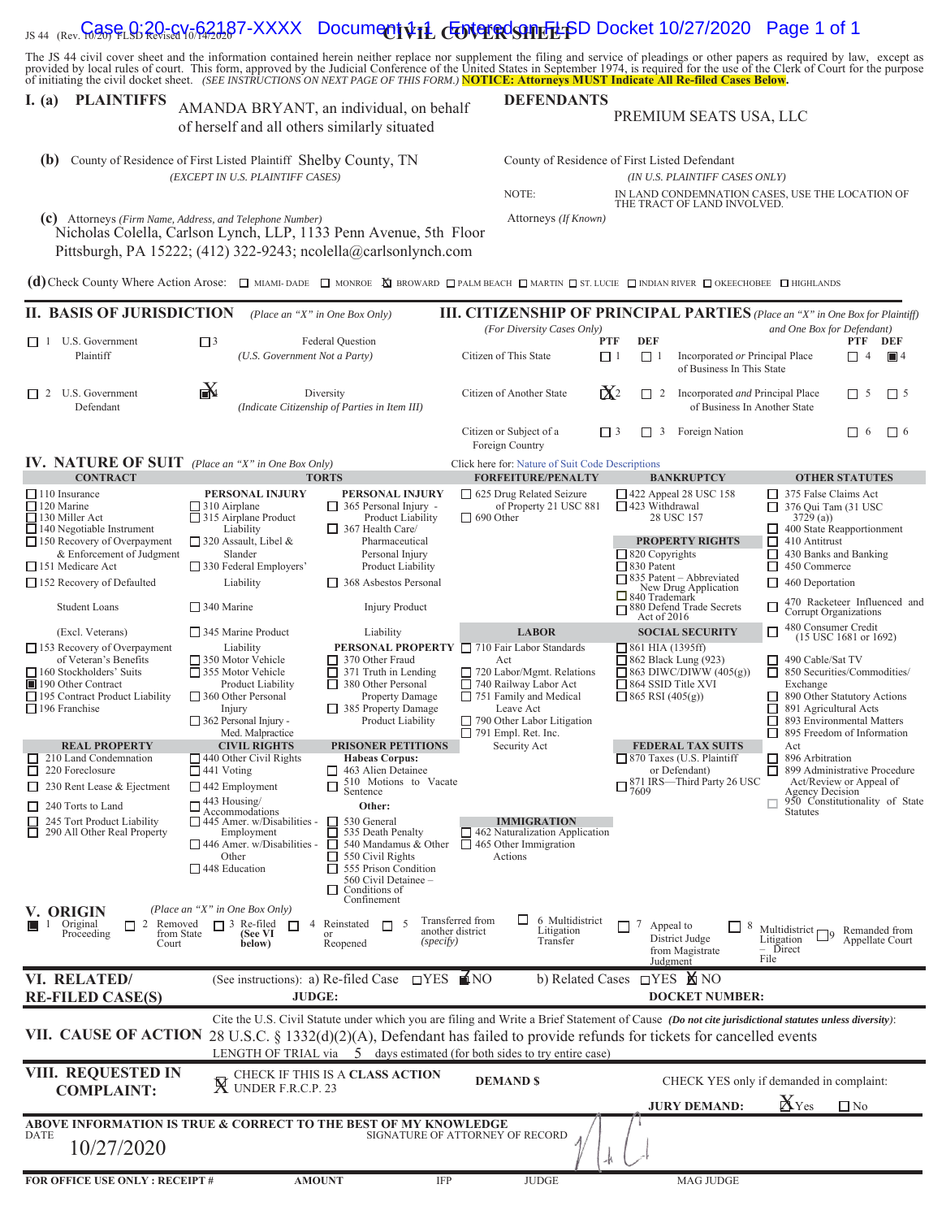JS 44 (Rev. 10/20) FLSD Revised 10/14/2020 **CIVIL COVER SHEET**

The JS 44 civil cover sheet and the information contained herein neither replace nor supplement the filing and service of pleadings or other papers as required by law, except as provided by local rules of court. This form, approved by the Judicial Conference of the United States in September 1974, is required for the use of the Clerk of Court for the purpose of initiating the civil docket sheet. *(SEE INSTRUCTIONS ON NEXT PAGE OF THIS FORM.)* **NOTICE: Attorneys MUST Indicate All Re-filed Cases Below.**

## I. (a) PLAINTIFFS

AMANDA BRYANT, an individual, on behalf of herself and all others similarly situated

## DEFENDANTS

PREMIUM SEATS USA, LLC

**(b)** County of Residence of First Listed Plaintiff Shelby County, TN
*(EXCEPT IN U.S. PLAINTIFF CASES)*

County of Residence of First Listed Defendant
*(IN U.S. PLAINTIFF CASES ONLY)*

NOTE: IN LAND CONDEMNATION CASES, USE THE LOCATION OF THE TRACT OF LAND INVOLVED.

**(c)** Attorneys *(Firm Name, Address, and Telephone Number)*
Nicholas Colella, Carlson Lynch, LLP, 1133 Penn Avenue, 5th Floor Pittsburgh, PA 15222; (412) 322-9243; ncolella@carlsonlynch.com

Attorneys *(If Known)*

**(d)** Check County Where Action Arose: ☐ MIAMI-DADE ☐ MONROE ☒ BROWARD ☐ PALM BEACH ☐ MARTIN ☐ ST. LUCIE ☐ INDIAN RIVER ☐ OKEECHOBEE ☐ HIGHLANDS

## II. BASIS OF JURISDICTION *(Place an "X" in One Box Only)*

- ☐ 1 U.S. Government Plaintiff
- ☐ 3 Federal Question *(U.S. Government Not a Party)*
- ☐ 2 U.S. Government Defendant
- ☒ 4 Diversity *(Indicate Citizenship of Parties in Item III)*

## III. CITIZENSHIP OF PRINCIPAL PARTIES *(Place an "X" in One Box for Plaintiff and One Box for Defendant)* *(For Diversity Cases Only)*

| | PTF | DEF | | PTF | DEF |
|---|---|---|---|---|---|
| Citizen of This State | ☐ 1 | ☐ 1 | Incorporated *or* Principal Place of Business In This State | ☐ 4 | ☒ 4 |
| Citizen of Another State | ☒ 2 | ☐ 2 | Incorporated *and* Principal Place of Business In Another State | ☐ 5 | ☐ 5 |
| Citizen or Subject of a Foreign Country | ☐ 3 | ☐ 3 | Foreign Nation | ☐ 6 | ☐ 6 |

## IV. NATURE OF SUIT *(Place an "X" in One Box Only)*

Click here for: Nature of Suit Code Descriptions

**CONTRACT**
- ☐ 110 Insurance
- ☐ 120 Marine
- ☐ 130 Miller Act
- ☐ 140 Negotiable Instrument
- ☐ 150 Recovery of Overpayment & Enforcement of Judgment
- ☐ 151 Medicare Act
- ☐ 152 Recovery of Defaulted Student Loans (Excl. Veterans)
- ☐ 153 Recovery of Overpayment of Veteran's Benefits
- ☐ 160 Stockholders' Suits
- ☒ 190 Other Contract
- ☐ 195 Contract Product Liability
- ☐ 196 Franchise

**REAL PROPERTY**
- ☐ 210 Land Condemnation
- ☐ 220 Foreclosure
- ☐ 230 Rent Lease & Ejectment
- ☐ 240 Torts to Land
- ☐ 245 Tort Product Liability
- ☐ 290 All Other Real Property

**TORTS — PERSONAL INJURY**
- ☐ 310 Airplane
- ☐ 315 Airplane Product Liability
- ☐ 320 Assault, Libel & Slander
- ☐ 330 Federal Employers' Liability
- ☐ 340 Marine
- ☐ 345 Marine Product Liability
- ☐ 350 Motor Vehicle
- ☐ 355 Motor Vehicle Product Liability
- ☐ 360 Other Personal Injury
- ☐ 362 Personal Injury - Med. Malpractice

**PERSONAL INJURY**
- ☐ 365 Personal Injury - Product Liability
- ☐ 367 Health Care/ Pharmaceutical Personal Injury Product Liability
- ☐ 368 Asbestos Personal Injury Product Liability

**PERSONAL PROPERTY**
- ☐ 370 Other Fraud
- ☐ 371 Truth in Lending
- ☐ 380 Other Personal Property Damage
- ☐ 385 Property Damage Product Liability

**CIVIL RIGHTS**
- ☐ 440 Other Civil Rights
- ☐ 441 Voting
- ☐ 442 Employment
- ☐ 443 Housing/ Accommodations
- ☐ 445 Amer. w/Disabilities - Employment
- ☐ 446 Amer. w/Disabilities - Other
- ☐ 448 Education

**PRISONER PETITIONS**
Habeas Corpus:
- ☐ 463 Alien Detainee
- ☐ 510 Motions to Vacate Sentence

Other:
- ☐ 530 General
- ☐ 535 Death Penalty
- ☐ 540 Mandamus & Other
- ☐ 550 Civil Rights
- ☐ 555 Prison Condition
- ☐ 560 Civil Detainee – Conditions of Confinement

**FORFEITURE/PENALTY**
- ☐ 625 Drug Related Seizure of Property 21 USC 881
- ☐ 690 Other

**LABOR**
- ☐ 710 Fair Labor Standards Act
- ☐ 720 Labor/Mgmt. Relations
- ☐ 740 Railway Labor Act
- ☐ 751 Family and Medical Leave Act
- ☐ 790 Other Labor Litigation
- ☐ 791 Empl. Ret. Inc. Security Act

**IMMIGRATION**
- ☐ 462 Naturalization Application
- ☐ 465 Other Immigration Actions

**BANKRUPTCY**
- ☐ 422 Appeal 28 USC 158
- ☐ 423 Withdrawal 28 USC 157

**PROPERTY RIGHTS**
- ☐ 820 Copyrights
- ☐ 830 Patent
- ☐ 835 Patent – Abbreviated New Drug Application
- ☐ 840 Trademark
- ☐ 880 Defend Trade Secrets Act of 2016

**SOCIAL SECURITY**
- ☐ 861 HIA (1395ff)
- ☐ 862 Black Lung (923)
- ☐ 863 DIWC/DIWW (405(g))
- ☐ 864 SSID Title XVI
- ☐ 865 RSI (405(g))

**FEDERAL TAX SUITS**
- ☐ 870 Taxes (U.S. Plaintiff or Defendant)
- ☐ 871 IRS—Third Party 26 USC 7609

**OTHER STATUTES**
- ☐ 375 False Claims Act
- ☐ 376 Qui Tam (31 USC 3729 (a))
- ☐ 400 State Reapportionment
- ☐ 410 Antitrust
- ☐ 430 Banks and Banking
- ☐ 450 Commerce
- ☐ 460 Deportation
- ☐ 470 Racketeer Influenced and Corrupt Organizations
- ☐ 480 Consumer Credit (15 USC 1681 or 1692)
- ☐ 490 Cable/Sat TV
- ☐ 850 Securities/Commodities/ Exchange
- ☐ 890 Other Statutory Actions
- ☐ 891 Agricultural Acts
- ☐ 893 Environmental Matters
- ☐ 895 Freedom of Information Act
- ☐ 896 Arbitration
- ☐ 899 Administrative Procedure Act/Review or Appeal of Agency Decision
- ☐ 950 Constitutionality of State Statutes

## V. ORIGIN *(Place an "X" in One Box Only)*

☒ 1 Original Proceeding ☐ 2 Removed from State Court ☐ 3 Re-filed (See VI below) ☐ 4 Reinstated or Reopened ☐ 5 Transferred from another district *(specify)* ☐ 6 Multidistrict Litigation Transfer ☐ 7 Appeal to District Judge from Magistrate Judgment ☐ 8 Multidistrict Litigation – Direct File ☐ 9 Remanded from Appellate Court

## VI. RELATED/ RE-FILED CASE(S)

(See instructions): a) Re-filed Case ☐YES ☒NO b) Related Cases ☐YES ☒ NO

JUDGE: DOCKET NUMBER:

## VII. CAUSE OF ACTION

Cite the U.S. Civil Statute under which you are filing and Write a Brief Statement of Cause *(Do not cite jurisdictional statutes unless diversity)*:
28 U.S.C. § 1332(d)(2)(A), Defendant has failed to provide refunds for tickets for cancelled events

LENGTH OF TRIAL via 5 days estimated (for both sides to try entire case)

## VIII. REQUESTED IN COMPLAINT:

☒ CHECK IF THIS IS A **CLASS ACTION** UNDER F.R.C.P. 23

**DEMAND $**

CHECK YES only if demanded in complaint:
**JURY DEMAND:** ☒ Yes ☐ No

**ABOVE INFORMATION IS TRUE & CORRECT TO THE BEST OF MY KNOWLEDGE**

DATE 10/27/2020 SIGNATURE OF ATTORNEY OF RECORD

FOR OFFICE USE ONLY : RECEIPT # AMOUNT IFP JUDGE MAG JUDGE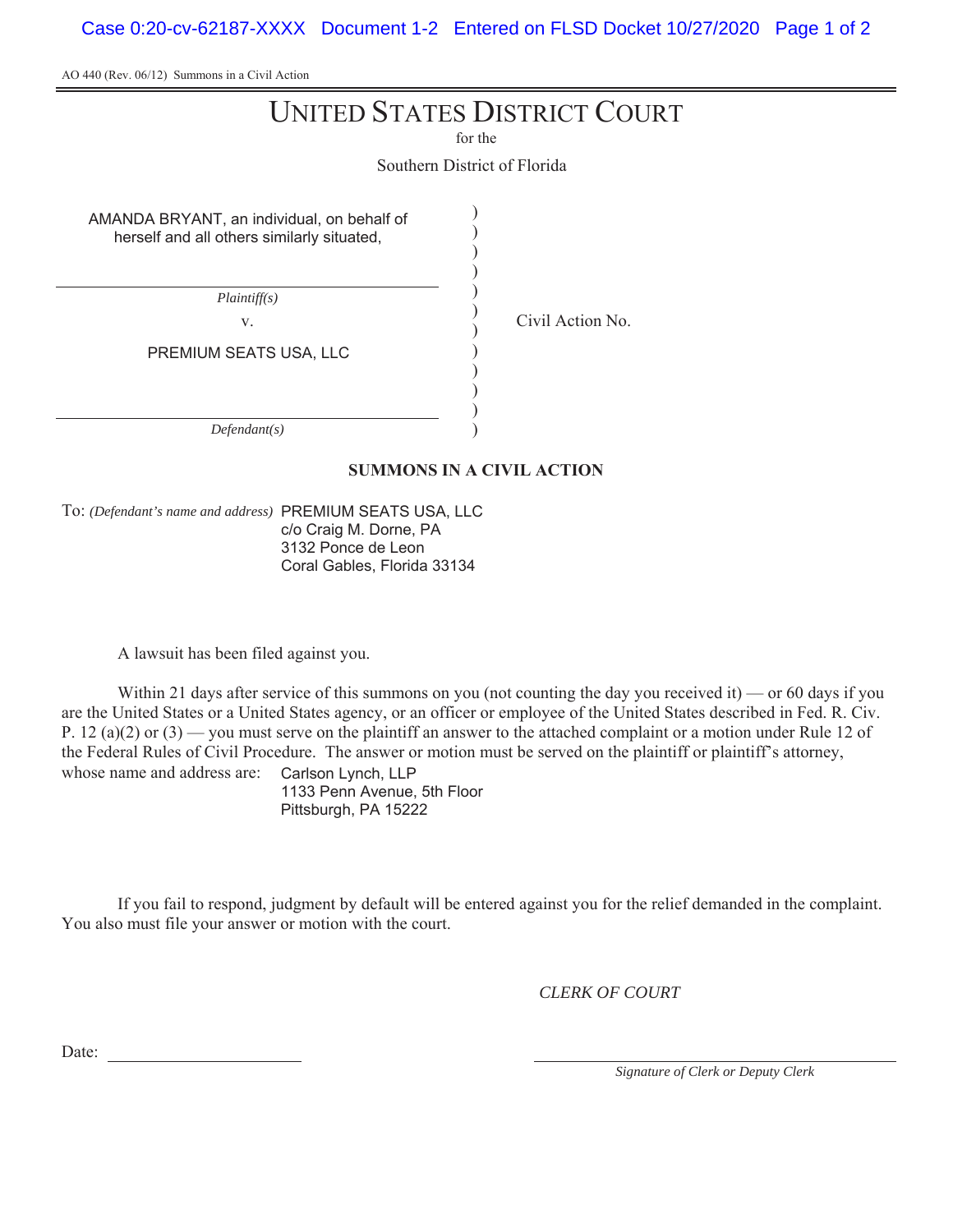AO 440 (Rev. 06/12) Summons in a Civil Action

# UNITED STATES DISTRICT COURT

for the

Southern District of Florida

| | | |
|---|---|---|
| AMANDA BRYANT, an individual, on behalf of herself and all others similarly situated, | ) | |
| *Plaintiff(s)* | ) | |
| v. | ) | Civil Action No. |
| PREMIUM SEATS USA, LLC | ) | |
| *Defendant(s)* | ) | |

## SUMMONS IN A CIVIL ACTION

To: *(Defendant's name and address)* PREMIUM SEATS USA, LLC
c/o Craig M. Dorne, PA
3132 Ponce de Leon
Coral Gables, Florida 33134

A lawsuit has been filed against you.

Within 21 days after service of this summons on you (not counting the day you received it) — or 60 days if you are the United States or a United States agency, or an officer or employee of the United States described in Fed. R. Civ. P. 12 (a)(2) or (3) — you must serve on the plaintiff an answer to the attached complaint or a motion under Rule 12 of the Federal Rules of Civil Procedure. The answer or motion must be served on the plaintiff or plaintiff's attorney, whose name and address are: Carlson Lynch, LLP
1133 Penn Avenue, 5th Floor
Pittsburgh, PA 15222

If you fail to respond, judgment by default will be entered against you for the relief demanded in the complaint. You also must file your answer or motion with the court.

*CLERK OF COURT*

Date: \_\_\_\_\_\_\_\_\_\_\_\_\_\_\_\_\_\_\_\_

\_\_\_\_\_\_\_\_\_\_\_\_\_\_\_\_\_\_\_\_\_\_\_\_\_\_\_\_
*Signature of Clerk or Deputy Clerk*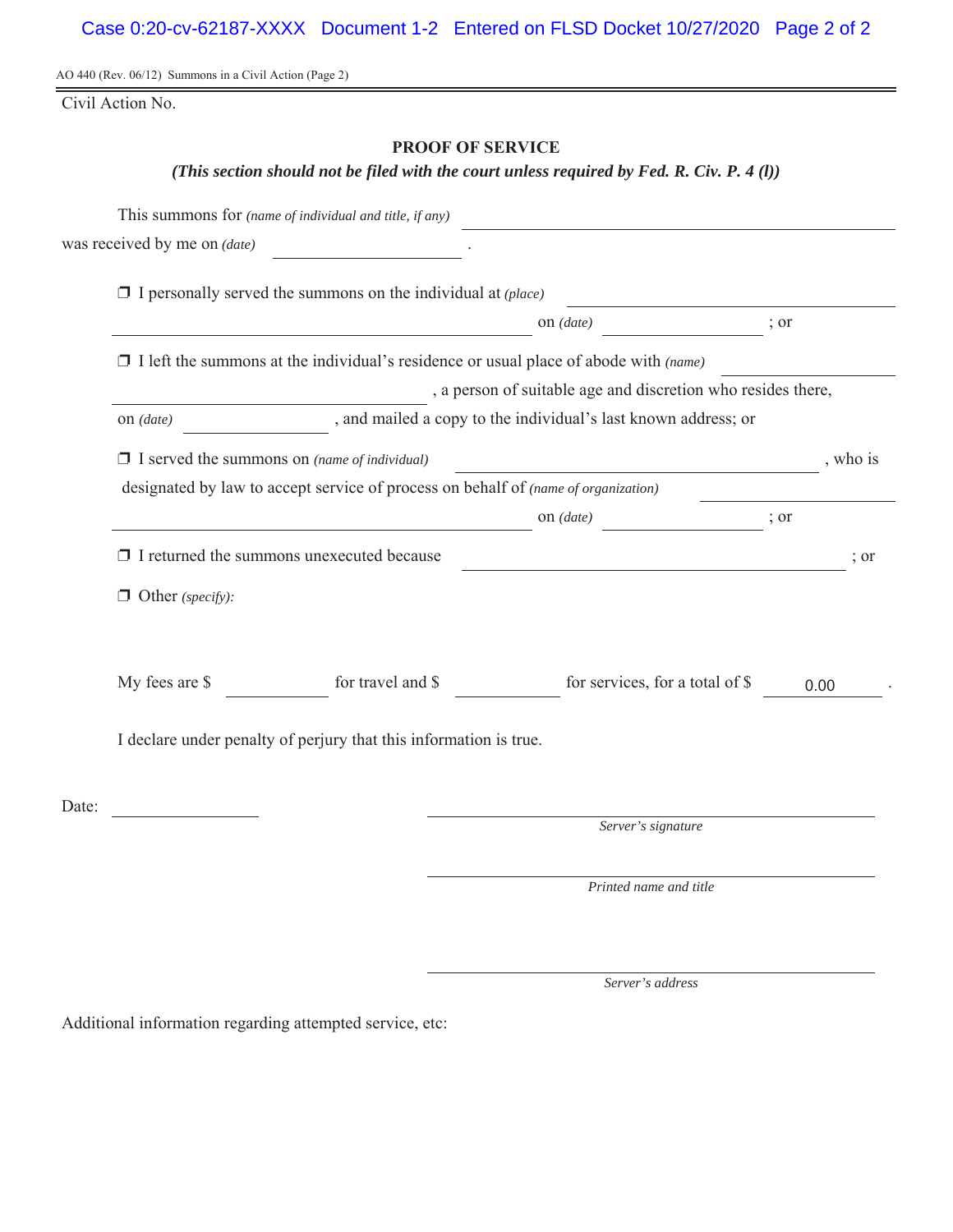AO 440 (Rev. 06/12) Summons in a Civil Action (Page 2)

Civil Action No.

## PROOF OF SERVICE

***(This section should not be filed with the court unless required by Fed. R. Civ. P. 4 (l))***

This summons for *(name of individual and title, if any)* ______________________________
was received by me on *(date)* ______________ .

❒ I personally served the summons on the individual at *(place)* ______________________________
______________________________ on *(date)* ______________ ; or

❒ I left the summons at the individual's residence or usual place of abode with *(name)* ______________
______________________________ , a person of suitable age and discretion who resides there,
on *(date)* ______________ , and mailed a copy to the individual's last known address; or

❒ I served the summons on *(name of individual)* ______________________________ , who is
designated by law to accept service of process on behalf of *(name of organization)* ______________
______________________________ on *(date)* ______________ ; or

❒ I returned the summons unexecuted because ______________________________ ; or

❒ Other *(specify)*:

My fees are $ __________ for travel and $ __________ for services, for a total of $ 0.00 .

I declare under penalty of perjury that this information is true.

Date: ______________

______________________________
*Server's signature*

______________________________
*Printed name and title*

______________________________
*Server's address*

Additional information regarding attempted service, etc: